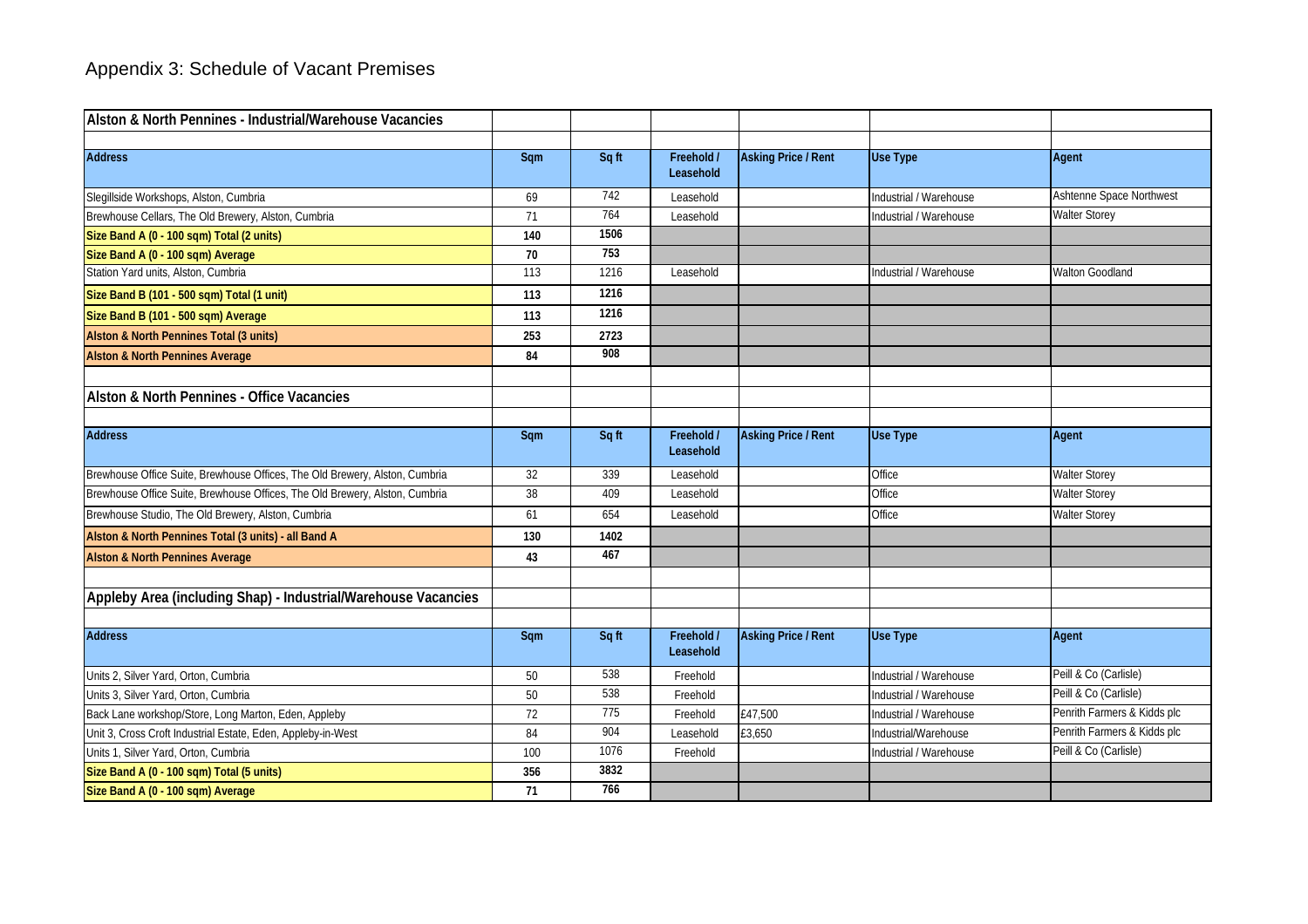# Appendix 3: Schedule of Vacant Premises

## Alston & North Pennines - Industrial/Warehouse Vacancies

| Address | Sqm | Sq ft | Freehold / Leasehold | Asking Price / Rent | Use Type | Agent |
|---|---|---|---|---|---|---|
| Slegillside Workshops, Alston, Cumbria | 69 | 742 | Leasehold | | Industrial / Warehouse | Ashtenne Space Northwest |
| Brewhouse Cellars, The Old Brewery, Alston, Cumbria | 71 | 764 | Leasehold | | Industrial / Warehouse | Walter Storey |
| **Size Band A (0 - 100 sqm) Total (2 units)** | **140** | **1506** | | | | |
| **Size Band A (0 - 100 sqm) Average** | **70** | **753** | | | | |
| Station Yard units, Alston, Cumbria | 113 | 1216 | Leasehold | | Industrial / Warehouse | Walton Goodland |
| **Size Band B (101 - 500 sqm) Total (1 unit)** | **113** | **1216** | | | | |
| **Size Band B (101 - 500 sqm) Average** | **113** | **1216** | | | | |
| **Alston & North Pennines Total (3 units)** | **253** | **2723** | | | | |
| **Alston & North Pennines Average** | **84** | **908** | | | | |

## Alston & North Pennines - Office Vacancies

| Address | Sqm | Sq ft | Freehold / Leasehold | Asking Price / Rent | Use Type | Agent |
|---|---|---|---|---|---|---|
| Brewhouse Office Suite, Brewhouse Offices, The Old Brewery, Alston, Cumbria | 32 | 339 | Leasehold | | Office | Walter Storey |
| Brewhouse Office Suite, Brewhouse Offices, The Old Brewery, Alston, Cumbria | 38 | 409 | Leasehold | | Office | Walter Storey |
| Brewhouse Studio, The Old Brewery, Alston, Cumbria | 61 | 654 | Leasehold | | Office | Walter Storey |
| **Alston & North Pennines Total (3 units) - all Band A** | **130** | **1402** | | | | |
| **Alston & North Pennines Average** | **43** | **467** | | | | |

## Appleby Area (including Shap) - Industrial/Warehouse Vacancies

| Address | Sqm | Sq ft | Freehold / Leasehold | Asking Price / Rent | Use Type | Agent |
|---|---|---|---|---|---|---|
| Units 2, Silver Yard, Orton, Cumbria | 50 | 538 | Freehold | | Industrial / Warehouse | Peill & Co (Carlisle) |
| Units 3, Silver Yard, Orton, Cumbria | 50 | 538 | Freehold | | Industrial / Warehouse | Peill & Co (Carlisle) |
| Back Lane workshop/Store, Long Marton, Eden, Appleby | 72 | 775 | Freehold | £47,500 | Industrial / Warehouse | Penrith Farmers & Kidds plc |
| Unit 3, Cross Croft Industrial Estate, Eden, Appleby-in-West | 84 | 904 | Leasehold | £3,650 | Industrial/Warehouse | Penrith Farmers & Kidds plc |
| Units 1, Silver Yard, Orton, Cumbria | 100 | 1076 | Freehold | | Industrial / Warehouse | Peill & Co (Carlisle) |
| **Size Band A (0 - 100 sqm) Total (5 units)** | **356** | **3832** | | | | |
| **Size Band A (0 - 100 sqm) Average** | **71** | **766** | | | | |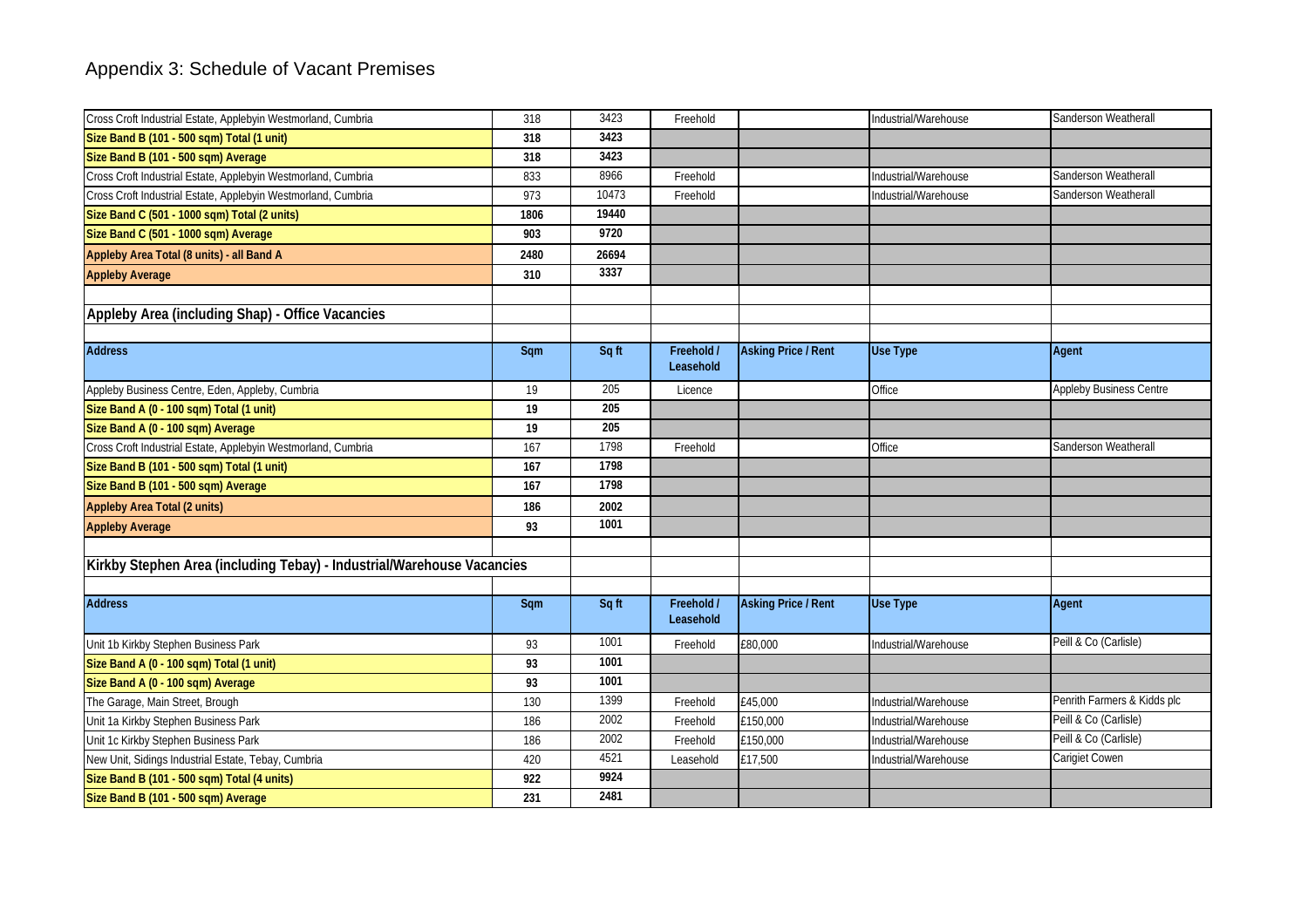# Appendix 3: Schedule of Vacant Premises

| Address | Sqm | Sq ft | Freehold / Leasehold | Asking Price / Rent | Use Type | Agent |
|---|---|---|---|---|---|---|
| Cross Croft Industrial Estate, Applebyin Westmorland, Cumbria | 318 | 3423 | Freehold | | Industrial/Warehouse | Sanderson Weatherall |
| **Size Band B (101 - 500 sqm) Total (1 unit)** | **318** | **3423** | | | | |
| **Size Band B (101 - 500 sqm) Average** | **318** | **3423** | | | | |
| Cross Croft Industrial Estate, Applebyin Westmorland, Cumbria | 833 | 8966 | Freehold | | Industrial/Warehouse | Sanderson Weatherall |
| Cross Croft Industrial Estate, Applebyin Westmorland, Cumbria | 973 | 10473 | Freehold | | Industrial/Warehouse | Sanderson Weatherall |
| **Size Band C (501 - 1000 sqm) Total (2 units)** | **1806** | **19440** | | | | |
| **Size Band C (501 - 1000 sqm) Average** | **903** | **9720** | | | | |
| **Appleby Area Total (8 units) - all Band A** | **2480** | **26694** | | | | |
| **Appleby Average** | **310** | **3337** | | | | |

## Appleby Area (including Shap) - Office Vacancies

| Address | Sqm | Sq ft | Freehold / Leasehold | Asking Price / Rent | Use Type | Agent |
|---|---|---|---|---|---|---|
| Appleby Business Centre, Eden, Appleby, Cumbria | 19 | 205 | Licence | | Office | Appleby Business Centre |
| **Size Band A (0 - 100 sqm) Total (1 unit)** | **19** | **205** | | | | |
| **Size Band A (0 - 100 sqm) Average** | **19** | **205** | | | | |
| Cross Croft Industrial Estate, Applebyin Westmorland, Cumbria | 167 | 1798 | Freehold | | Office | Sanderson Weatherall |
| **Size Band B (101 - 500 sqm) Total (1 unit)** | **167** | **1798** | | | | |
| **Size Band B (101 - 500 sqm) Average** | **167** | **1798** | | | | |
| **Appleby Area Total (2 units)** | **186** | **2002** | | | | |
| **Appleby Average** | **93** | **1001** | | | | |

## Kirkby Stephen Area (including Tebay) - Industrial/Warehouse Vacancies

| Address | Sqm | Sq ft | Freehold / Leasehold | Asking Price / Rent | Use Type | Agent |
|---|---|---|---|---|---|---|
| Unit 1b Kirkby Stephen Business Park | 93 | 1001 | Freehold | £80,000 | Industrial/Warehouse | Peill & Co (Carlisle) |
| **Size Band A (0 - 100 sqm) Total (1 unit)** | **93** | **1001** | | | | |
| **Size Band A (0 - 100 sqm) Average** | **93** | **1001** | | | | |
| The Garage, Main Street, Brough | 130 | 1399 | Freehold | £45,000 | Industrial/Warehouse | Penrith Farmers & Kidds plc |
| Unit 1a Kirkby Stephen Business Park | 186 | 2002 | Freehold | £150,000 | Industrial/Warehouse | Peill & Co (Carlisle) |
| Unit 1c Kirkby Stephen Business Park | 186 | 2002 | Freehold | £150,000 | Industrial/Warehouse | Peill & Co (Carlisle) |
| New Unit, Sidings Industrial Estate, Tebay, Cumbria | 420 | 4521 | Leasehold | £17,500 | Industrial/Warehouse | Carigiet Cowen |
| **Size Band B (101 - 500 sqm) Total (4 units)** | **922** | **9924** | | | | |
| **Size Band B (101 - 500 sqm) Average** | **231** | **2481** | | | | |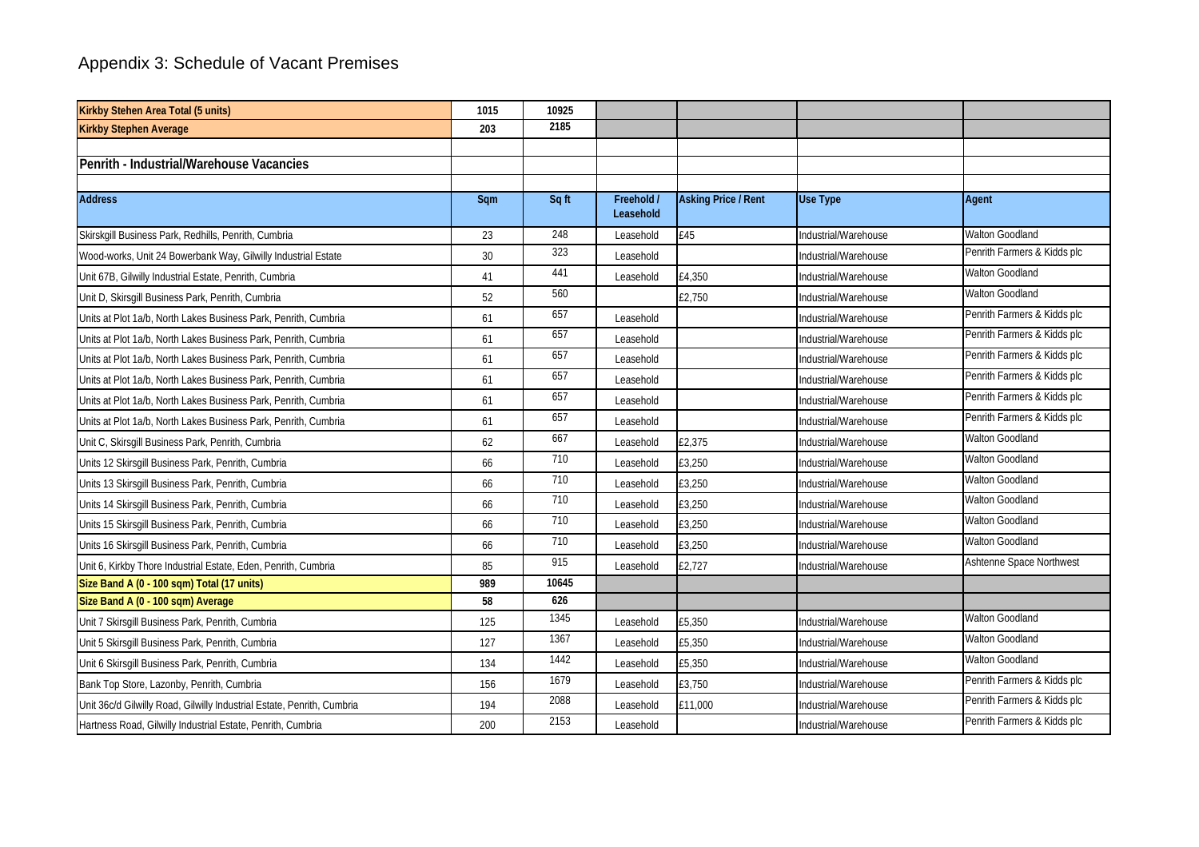# Appendix 3: Schedule of Vacant Premises

| **Kirkby Stehen Area Total (5 units)** | **1015** | **10925** | | | | |
|---|---|---|---|---|---|---|
| **Kirkby Stephen Average** | **203** | **2185** | | | | |
| | | | | | | |
| **Penrith - Industrial/Warehouse Vacancies** | | | | | | |
| | | | | | | |
| **Address** | **Sqm** | **Sq ft** | **Freehold / Leasehold** | **Asking Price / Rent** | **Use Type** | **Agent** |
| Skirskgill Business Park, Redhills, Penrith, Cumbria | 23 | 248 | Leasehold | £45 | Industrial/Warehouse | Walton Goodland |
| Wood-works, Unit 24 Bowerbank Way, Gilwilly Industrial Estate | 30 | 323 | Leasehold | | Industrial/Warehouse | Penrith Farmers & Kidds plc |
| Unit 67B, Gilwilly Industrial Estate, Penrith, Cumbria | 41 | 441 | Leasehold | £4,350 | Industrial/Warehouse | Walton Goodland |
| Unit D, Skirsgill Business Park, Penrith, Cumbria | 52 | 560 | | £2,750 | Industrial/Warehouse | Walton Goodland |
| Units at Plot 1a/b, North Lakes Business Park, Penrith, Cumbria | 61 | 657 | Leasehold | | Industrial/Warehouse | Penrith Farmers & Kidds plc |
| Units at Plot 1a/b, North Lakes Business Park, Penrith, Cumbria | 61 | 657 | Leasehold | | Industrial/Warehouse | Penrith Farmers & Kidds plc |
| Units at Plot 1a/b, North Lakes Business Park, Penrith, Cumbria | 61 | 657 | Leasehold | | Industrial/Warehouse | Penrith Farmers & Kidds plc |
| Units at Plot 1a/b, North Lakes Business Park, Penrith, Cumbria | 61 | 657 | Leasehold | | Industrial/Warehouse | Penrith Farmers & Kidds plc |
| Units at Plot 1a/b, North Lakes Business Park, Penrith, Cumbria | 61 | 657 | Leasehold | | Industrial/Warehouse | Penrith Farmers & Kidds plc |
| Units at Plot 1a/b, North Lakes Business Park, Penrith, Cumbria | 61 | 657 | Leasehold | | Industrial/Warehouse | Penrith Farmers & Kidds plc |
| Unit C, Skirsgill Business Park, Penrith, Cumbria | 62 | 667 | Leasehold | £2,375 | Industrial/Warehouse | Walton Goodland |
| Units 12 Skirsgill Business Park, Penrith, Cumbria | 66 | 710 | Leasehold | £3,250 | Industrial/Warehouse | Walton Goodland |
| Units 13 Skirsgill Business Park, Penrith, Cumbria | 66 | 710 | Leasehold | £3,250 | Industrial/Warehouse | Walton Goodland |
| Units 14 Skirsgill Business Park, Penrith, Cumbria | 66 | 710 | Leasehold | £3,250 | Industrial/Warehouse | Walton Goodland |
| Units 15 Skirsgill Business Park, Penrith, Cumbria | 66 | 710 | Leasehold | £3,250 | Industrial/Warehouse | Walton Goodland |
| Units 16 Skirsgill Business Park, Penrith, Cumbria | 66 | 710 | Leasehold | £3,250 | Industrial/Warehouse | Walton Goodland |
| Unit 6, Kirkby Thore Industrial Estate, Eden, Penrith, Cumbria | 85 | 915 | Leasehold | £2,727 | Industrial/Warehouse | Ashtenne Space Northwest |
| **Size Band A (0 - 100 sqm) Total (17 units)** | **989** | **10645** | | | | |
| **Size Band A (0 - 100 sqm) Average** | **58** | **626** | | | | |
| Unit 7 Skirsgill Business Park, Penrith, Cumbria | 125 | 1345 | Leasehold | £5,350 | Industrial/Warehouse | Walton Goodland |
| Unit 5 Skirsgill Business Park, Penrith, Cumbria | 127 | 1367 | Leasehold | £5,350 | Industrial/Warehouse | Walton Goodland |
| Unit 6 Skirsgill Business Park, Penrith, Cumbria | 134 | 1442 | Leasehold | £5,350 | Industrial/Warehouse | Walton Goodland |
| Bank Top Store, Lazonby, Penrith, Cumbria | 156 | 1679 | Leasehold | £3,750 | Industrial/Warehouse | Penrith Farmers & Kidds plc |
| Unit 36c/d Gilwilly Road, Gilwilly Industrial Estate, Penrith, Cumbria | 194 | 2088 | Leasehold | £11,000 | Industrial/Warehouse | Penrith Farmers & Kidds plc |
| Hartness Road, Gilwilly Industrial Estate, Penrith, Cumbria | 200 | 2153 | Leasehold | | Industrial/Warehouse | Penrith Farmers & Kidds plc |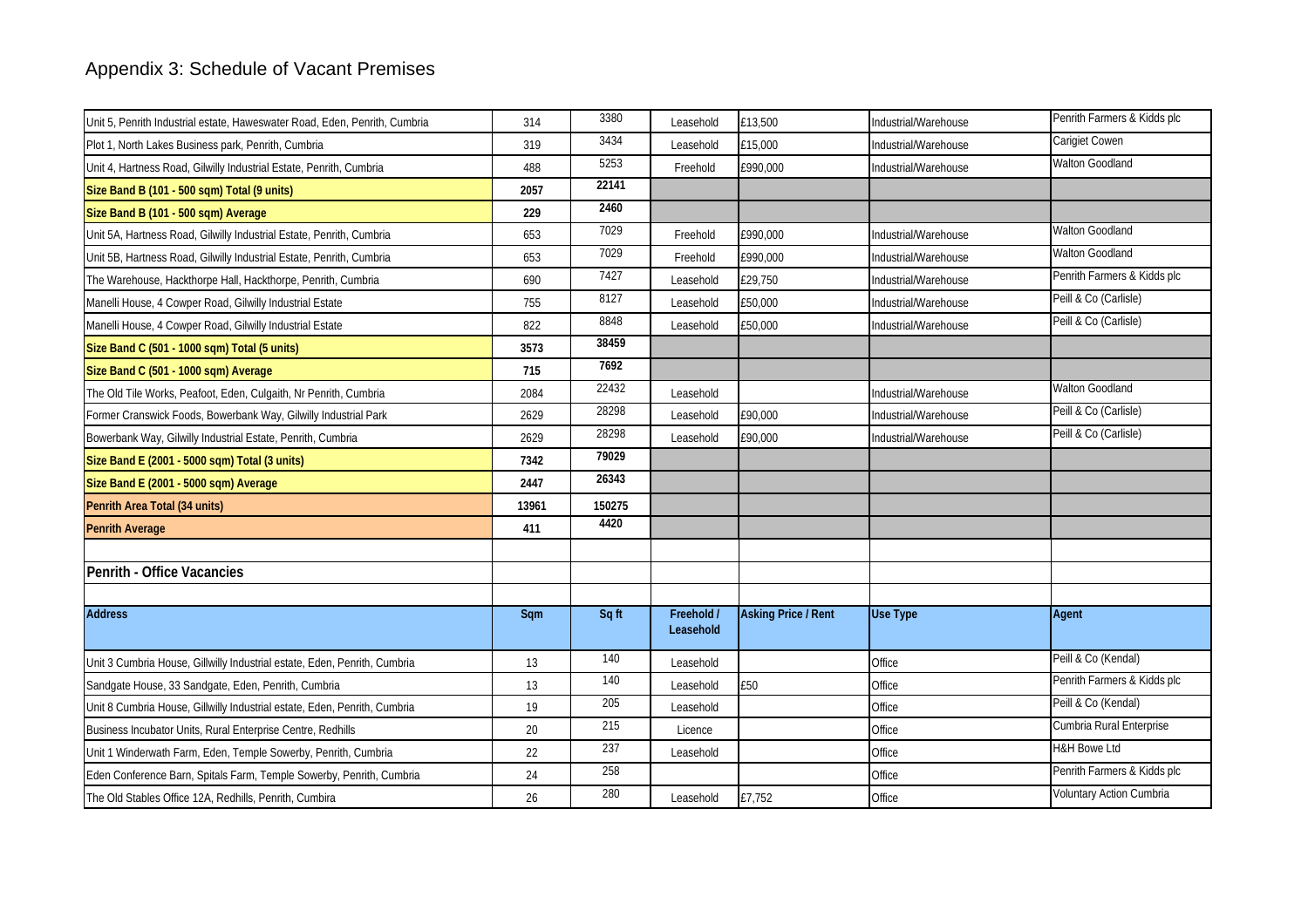# Appendix 3: Schedule of Vacant Premises

| | | | | | | |
|---|---|---|---|---|---|---|
| Unit 5, Penrith Industrial estate, Haweswater Road, Eden, Penrith, Cumbria | 314 | 3380 | Leasehold | £13,500 | Industrial/Warehouse | Penrith Farmers & Kidds plc |
| Plot 1, North Lakes Business park, Penrith, Cumbria | 319 | 3434 | Leasehold | £15,000 | Industrial/Warehouse | Carigiet Cowen |
| Unit 4, Hartness Road, Gilwilly Industrial Estate, Penrith, Cumbria | 488 | 5253 | Freehold | £990,000 | Industrial/Warehouse | Walton Goodland |
| **Size Band B (101 - 500 sqm) Total (9 units)** | **2057** | **22141** | | | | |
| **Size Band B (101 - 500 sqm) Average** | **229** | **2460** | | | | |
| Unit 5A, Hartness Road, Gilwilly Industrial Estate, Penrith, Cumbria | 653 | 7029 | Freehold | £990,000 | Industrial/Warehouse | Walton Goodland |
| Unit 5B, Hartness Road, Gilwilly Industrial Estate, Penrith, Cumbria | 653 | 7029 | Freehold | £990,000 | Industrial/Warehouse | Walton Goodland |
| The Warehouse, Hackthorpe Hall, Hackthorpe, Penrith, Cumbria | 690 | 7427 | Leasehold | £29,750 | Industrial/Warehouse | Penrith Farmers & Kidds plc |
| Manelli House, 4 Cowper Road, Gilwilly Industrial Estate | 755 | 8127 | Leasehold | £50,000 | Industrial/Warehouse | Peill & Co (Carlisle) |
| Manelli House, 4 Cowper Road, Gilwilly Industrial Estate | 822 | 8848 | Leasehold | £50,000 | Industrial/Warehouse | Peill & Co (Carlisle) |
| **Size Band C (501 - 1000 sqm) Total (5 units)** | **3573** | **38459** | | | | |
| **Size Band C (501 - 1000 sqm) Average** | **715** | **7692** | | | | |
| The Old Tile Works, Peafoot, Eden, Culgaith, Nr Penrith, Cumbria | 2084 | 22432 | Leasehold | | Industrial/Warehouse | Walton Goodland |
| Former Cranswick Foods, Bowerbank Way, Gilwilly Industrial Park | 2629 | 28298 | Leasehold | £90,000 | Industrial/Warehouse | Peill & Co (Carlisle) |
| Bowerbank Way, Gilwilly Industrial Estate, Penrith, Cumbria | 2629 | 28298 | Leasehold | £90,000 | Industrial/Warehouse | Peill & Co (Carlisle) |
| **Size Band E (2001 - 5000 sqm) Total (3 units)** | **7342** | **79029** | | | | |
| **Size Band E (2001 - 5000 sqm) Average** | **2447** | **26343** | | | | |
| **Penrith Area Total (34 units)** | **13961** | **150275** | | | | |
| **Penrith Average** | **411** | **4420** | | | | |

## Penrith - Office Vacancies

| Address | Sqm | Sq ft | Freehold / Leasehold | Asking Price / Rent | Use Type | Agent |
|---|---|---|---|---|---|---|
| Unit 3 Cumbria House, Gillwilly Industrial estate, Eden, Penrith, Cumbria | 13 | 140 | Leasehold | | Office | Peill & Co (Kendal) |
| Sandgate House, 33 Sandgate, Eden, Penrith, Cumbria | 13 | 140 | Leasehold | £50 | Office | Penrith Farmers & Kidds plc |
| Unit 8 Cumbria House, Gillwilly Industrial estate, Eden, Penrith, Cumbria | 19 | 205 | Leasehold | | Office | Peill & Co (Kendal) |
| Business Incubator Units, Rural Enterprise Centre, Redhills | 20 | 215 | Licence | | Office | Cumbria Rural Enterprise |
| Unit 1 Winderwath Farm, Eden, Temple Sowerby, Penrith, Cumbria | 22 | 237 | Leasehold | | Office | H&H Bowe Ltd |
| Eden Conference Barn, Spitals Farm, Temple Sowerby, Penrith, Cumbria | 24 | 258 | | | Office | Penrith Farmers & Kidds plc |
| The Old Stables Office 12A, Redhills, Penrith, Cumbira | 26 | 280 | Leasehold | £7,752 | Office | Voluntary Action Cumbria |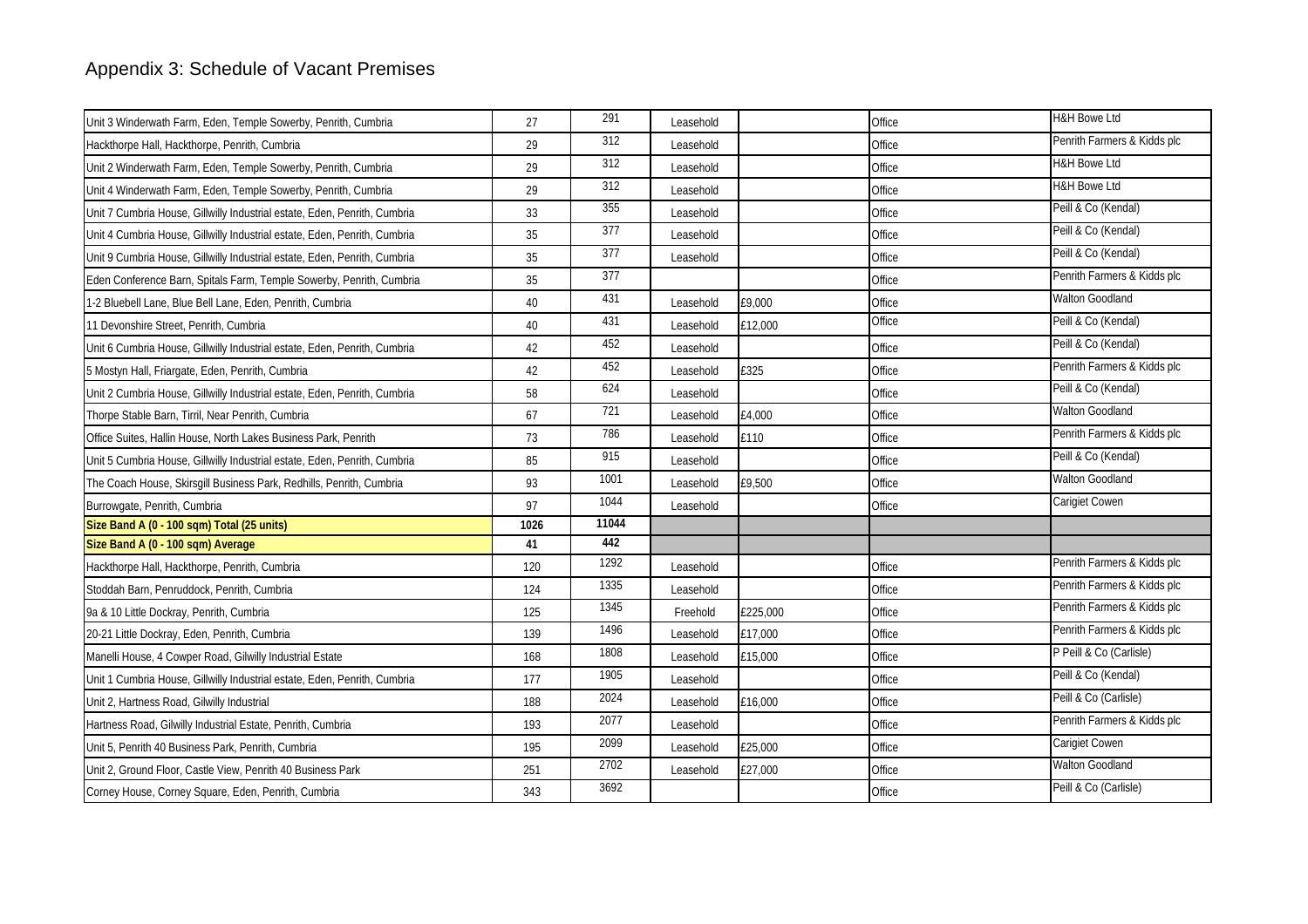# Appendix 3: Schedule of Vacant Premises

| | | | | | | |
|---|---|---|---|---|---|---|
| Unit 3 Winderwath Farm, Eden, Temple Sowerby, Penrith, Cumbria | 27 | 291 | Leasehold | | Office | H&H Bowe Ltd |
| Hackthorpe Hall, Hackthorpe, Penrith, Cumbria | 29 | 312 | Leasehold | | Office | Penrith Farmers & Kidds plc |
| Unit 2 Winderwath Farm, Eden, Temple Sowerby, Penrith, Cumbria | 29 | 312 | Leasehold | | Office | H&H Bowe Ltd |
| Unit 4 Winderwath Farm, Eden, Temple Sowerby, Penrith, Cumbria | 29 | 312 | Leasehold | | Office | H&H Bowe Ltd |
| Unit 7 Cumbria House, Gillwilly Industrial estate, Eden, Penrith, Cumbria | 33 | 355 | Leasehold | | Office | Peill & Co (Kendal) |
| Unit 4 Cumbria House, Gillwilly Industrial estate, Eden, Penrith, Cumbria | 35 | 377 | Leasehold | | Office | Peill & Co (Kendal) |
| Unit 9 Cumbria House, Gillwilly Industrial estate, Eden, Penrith, Cumbria | 35 | 377 | Leasehold | | Office | Peill & Co (Kendal) |
| Eden Conference Barn, Spitals Farm, Temple Sowerby, Penrith, Cumbria | 35 | 377 | | | Office | Penrith Farmers & Kidds plc |
| 1-2 Bluebell Lane, Blue Bell Lane, Eden, Penrith, Cumbria | 40 | 431 | Leasehold | £9,000 | Office | Walton Goodland |
| 11 Devonshire Street, Penrith, Cumbria | 40 | 431 | Leasehold | £12,000 | Office | Peill & Co (Kendal) |
| Unit 6 Cumbria House, Gillwilly Industrial estate, Eden, Penrith, Cumbria | 42 | 452 | Leasehold | | Office | Peill & Co (Kendal) |
| 5 Mostyn Hall, Friargate, Eden, Penrith, Cumbria | 42 | 452 | Leasehold | £325 | Office | Penrith Farmers & Kidds plc |
| Unit 2 Cumbria House, Gillwilly Industrial estate, Eden, Penrith, Cumbria | 58 | 624 | Leasehold | | Office | Peill & Co (Kendal) |
| Thorpe Stable Barn, Tirril, Near Penrith, Cumbria | 67 | 721 | Leasehold | £4,000 | Office | Walton Goodland |
| Office Suites, Hallin House, North Lakes Business Park, Penrith | 73 | 786 | Leasehold | £110 | Office | Penrith Farmers & Kidds plc |
| Unit 5 Cumbria House, Gillwilly Industrial estate, Eden, Penrith, Cumbria | 85 | 915 | Leasehold | | Office | Peill & Co (Kendal) |
| The Coach House, Skirsgill Business Park, Redhills, Penrith, Cumbria | 93 | 1001 | Leasehold | £9,500 | Office | Walton Goodland |
| Burrowgate, Penrith, Cumbria | 97 | 1044 | Leasehold | | Office | Carigiet Cowen |
| **Size Band A (0 - 100 sqm) Total (25 units)** | **1026** | **11044** | | | | |
| **Size Band A (0 - 100 sqm) Average** | **41** | **442** | | | | |
| Hackthorpe Hall, Hackthorpe, Penrith, Cumbria | 120 | 1292 | Leasehold | | Office | Penrith Farmers & Kidds plc |
| Stoddah Barn, Penruddock, Penrith, Cumbria | 124 | 1335 | Leasehold | | Office | Penrith Farmers & Kidds plc |
| 9a & 10 Little Dockray, Penrith, Cumbria | 125 | 1345 | Freehold | £225,000 | Office | Penrith Farmers & Kidds plc |
| 20-21 Little Dockray, Eden, Penrith, Cumbria | 139 | 1496 | Leasehold | £17,000 | Office | Penrith Farmers & Kidds plc |
| Manelli House, 4 Cowper Road, Gilwilly Industrial Estate | 168 | 1808 | Leasehold | £15,000 | Office | P Peill & Co (Carlisle) |
| Unit 1 Cumbria House, Gillwilly Industrial estate, Eden, Penrith, Cumbria | 177 | 1905 | Leasehold | | Office | Peill & Co (Kendal) |
| Unit 2, Hartness Road, Gilwilly Industrial | 188 | 2024 | Leasehold | £16,000 | Office | Peill & Co (Carlisle) |
| Hartness Road, Gilwilly Industrial Estate, Penrith, Cumbria | 193 | 2077 | Leasehold | | Office | Penrith Farmers & Kidds plc |
| Unit 5, Penrith 40 Business Park, Penrith, Cumbria | 195 | 2099 | Leasehold | £25,000 | Office | Carigiet Cowen |
| Unit 2, Ground Floor, Castle View, Penrith 40 Business Park | 251 | 2702 | Leasehold | £27,000 | Office | Walton Goodland |
| Corney House, Corney Square, Eden, Penrith, Cumbria | 343 | 3692 | | | Office | Peill & Co (Carlisle) |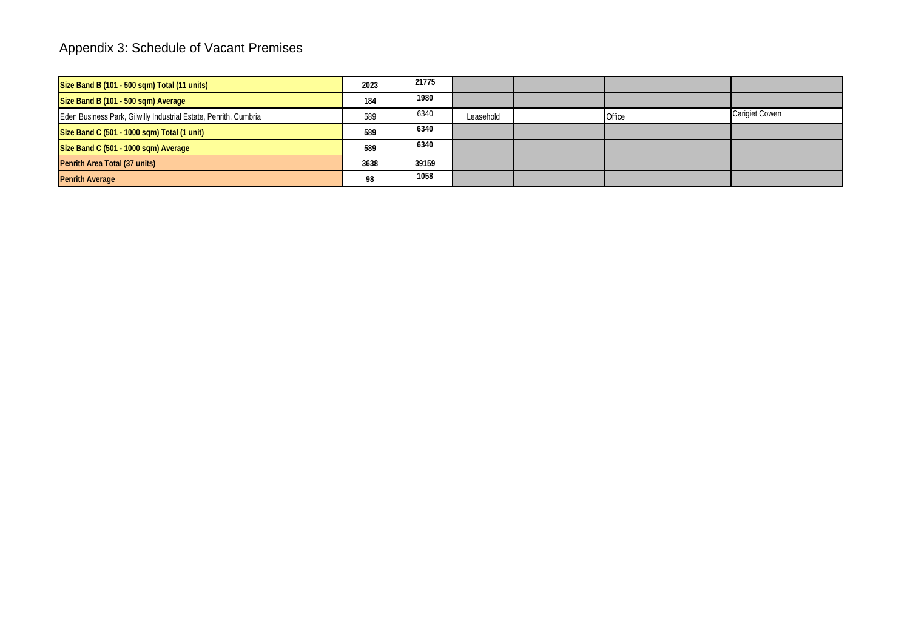# Appendix 3: Schedule of Vacant Premises

| | | | | | | |
|---|---|---|---|---|---|---|
| **Size Band B (101 - 500 sqm) Total (11 units)** | **2023** | **21775** | | | | |
| **Size Band B (101 - 500 sqm) Average** | **184** | **1980** | | | | |
| Eden Business Park, Gilwilly Industrial Estate, Penrith, Cumbria | 589 | 6340 | Leasehold | | Office | Carigiet Cowen |
| **Size Band C (501 - 1000 sqm) Total (1 unit)** | **589** | **6340** | | | | |
| **Size Band C (501 - 1000 sqm) Average** | **589** | **6340** | | | | |
| **Penrith Area Total (37 units)** | **3638** | **39159** | | | | |
| **Penrith Average** | **98** | **1058** | | | | |